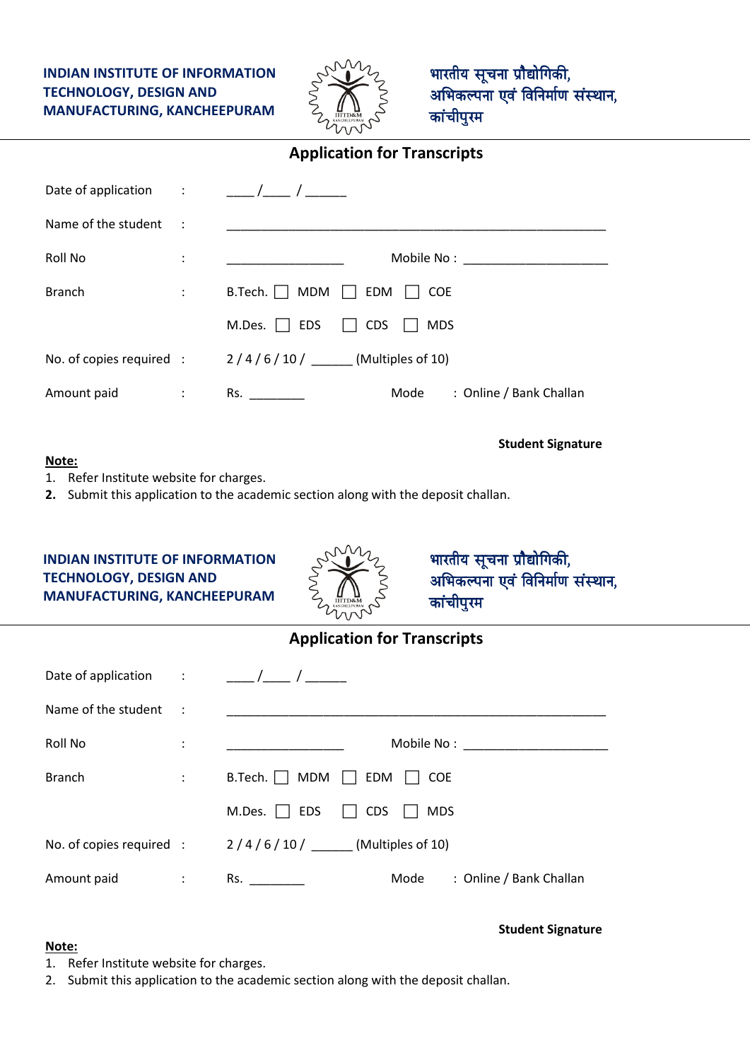INDIAN INSTITUTE OF INFORMATION TECHNOLOGY, DESIGN AND MANUFACTURING, KANCHEEPURAM

भारतीय सूचना प्रौद्योगिकी, अभिकल्पना एवं विनिर्माण संस्थान, कांचीपुरम

## Application for Transcripts

Date of application : ____ /____ / ______

Name of the student : ________________________________________________________

Roll No : _________________ Mobile No : _____________________

Branch : B.Tech. ☐ MDM ☐ EDM ☐ COE

M.Des. ☐ EDS ☐ CDS ☐ MDS

No. of copies required : 2 / 4 / 6 / 10 / ______ (Multiples of 10)

Amount paid : Rs. ________ Mode : Online / Bank Challan

**Student Signature**

**Note:**

1. Refer Institute website for charges.
2. Submit this application to the academic section along with the deposit challan.

---

INDIAN INSTITUTE OF INFORMATION TECHNOLOGY, DESIGN AND MANUFACTURING, KANCHEEPURAM

भारतीय सूचना प्रौद्योगिकी, अभिकल्पना एवं विनिर्माण संस्थान, कांचीपुरम

## Application for Transcripts

Date of application : ____ /____ / ______

Name of the student : ________________________________________________________

Roll No : _________________ Mobile No : _____________________

Branch : B.Tech. ☐ MDM ☐ EDM ☐ COE

M.Des. ☐ EDS ☐ CDS ☐ MDS

No. of copies required : 2 / 4 / 6 / 10 / ______ (Multiples of 10)

Amount paid : Rs. ________ Mode : Online / Bank Challan

**Student Signature**

**Note:**

1. Refer Institute website for charges.
2. Submit this application to the academic section along with the deposit challan.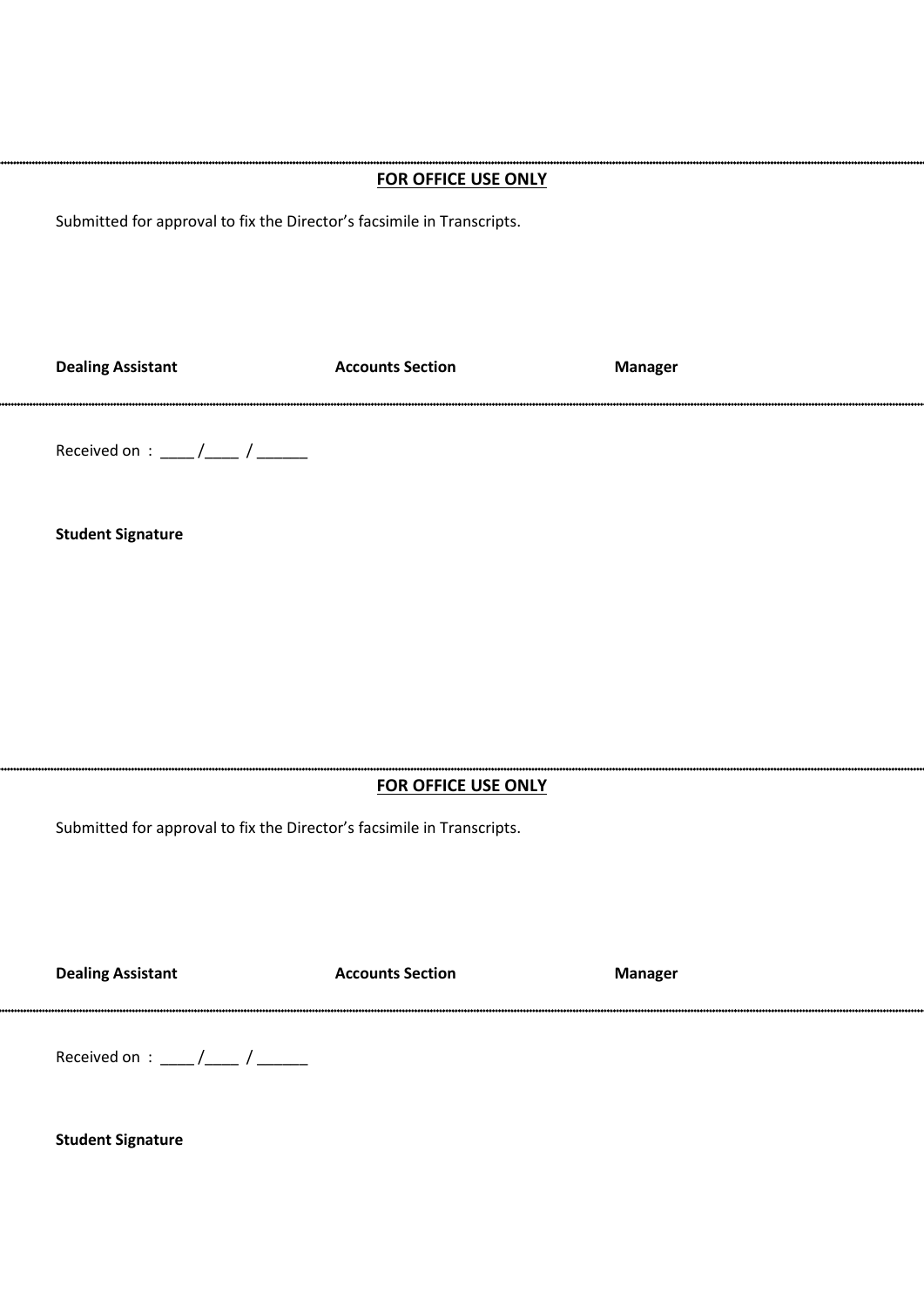---

**FOR OFFICE USE ONLY**

Submitted for approval to fix the Director's facsimile in Transcripts.

**Dealing Assistant** **Accounts Section** **Manager**

---

Received on : ____ /____ / ______

**Student Signature**

---

**FOR OFFICE USE ONLY**

Submitted for approval to fix the Director's facsimile in Transcripts.

**Dealing Assistant** **Accounts Section** **Manager**

---

Received on : ____ /____ / ______

**Student Signature**